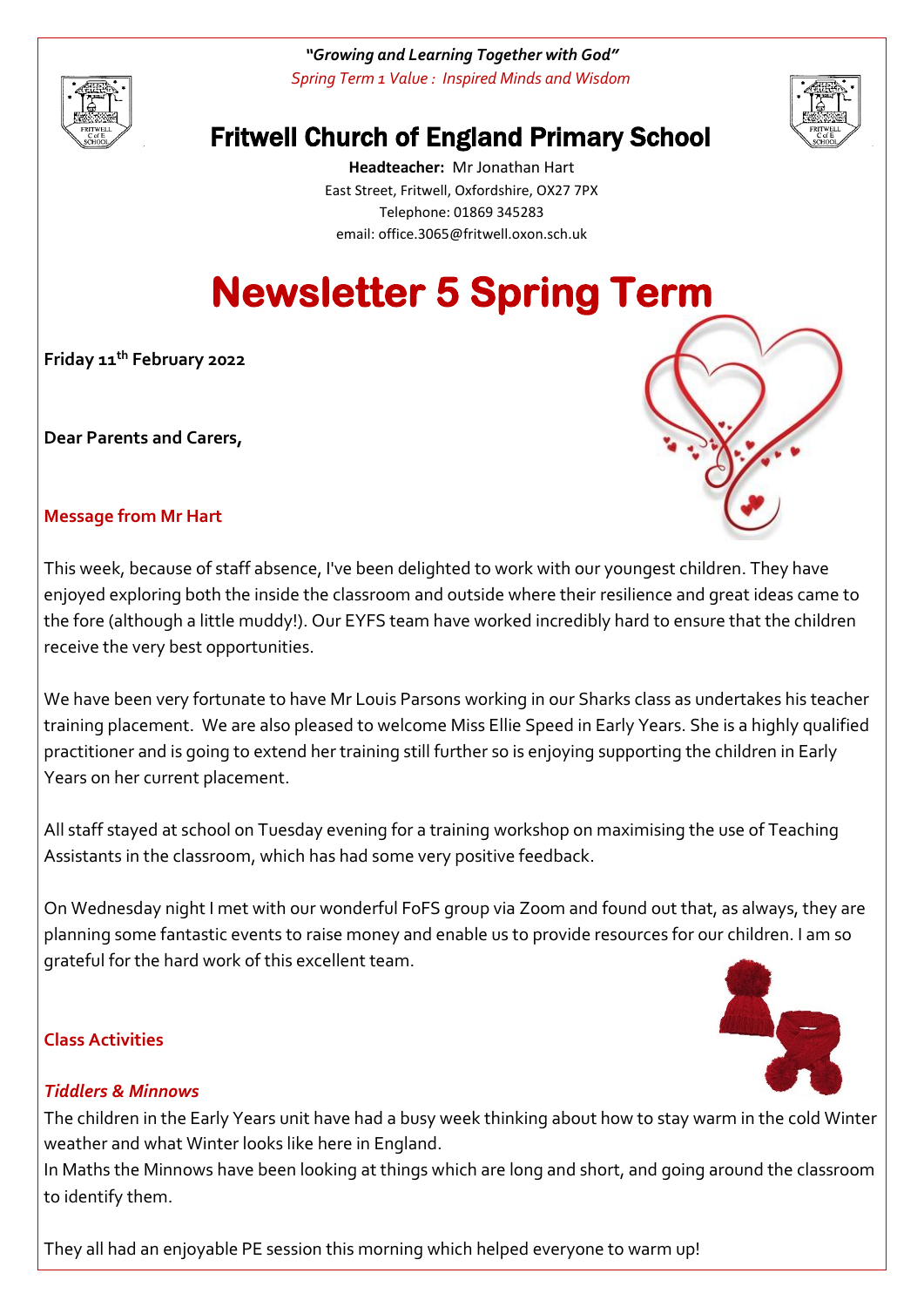***"Growing and Learning Together with God"***

*Spring Term 1 Value : Inspired Minds and Wisdom*

# Fritwell Church of England Primary School

**Headteacher:** Mr Jonathan Hart
East Street, Fritwell, Oxfordshire, OX27 7PX
Telephone: 01869 345283
email: office.3065@fritwell.oxon.sch.uk

# Newsletter 5 Spring Term

**Friday 11th February 2022**

**Dear Parents and Carers,**

## Message from Mr Hart

This week, because of staff absence, I've been delighted to work with our youngest children. They have enjoyed exploring both the inside the classroom and outside where their resilience and great ideas came to the fore (although a little muddy!). Our EYFS team have worked incredibly hard to ensure that the children receive the very best opportunities.

We have been very fortunate to have Mr Louis Parsons working in our Sharks class as undertakes his teacher training placement. We are also pleased to welcome Miss Ellie Speed in Early Years. She is a highly qualified practitioner and is going to extend her training still further so is enjoying supporting the children in Early Years on her current placement.

All staff stayed at school on Tuesday evening for a training workshop on maximising the use of Teaching Assistants in the classroom, which has had some very positive feedback.

On Wednesday night I met with our wonderful FoFS group via Zoom and found out that, as always, they are planning some fantastic events to raise money and enable us to provide resources for our children. I am so grateful for the hard work of this excellent team.

## Class Activities

### *Tiddlers & Minnows*

The children in the Early Years unit have had a busy week thinking about how to stay warm in the cold Winter weather and what Winter looks like here in England.
In Maths the Minnows have been looking at things which are long and short, and going around the classroom to identify them.

They all had an enjoyable PE session this morning which helped everyone to warm up!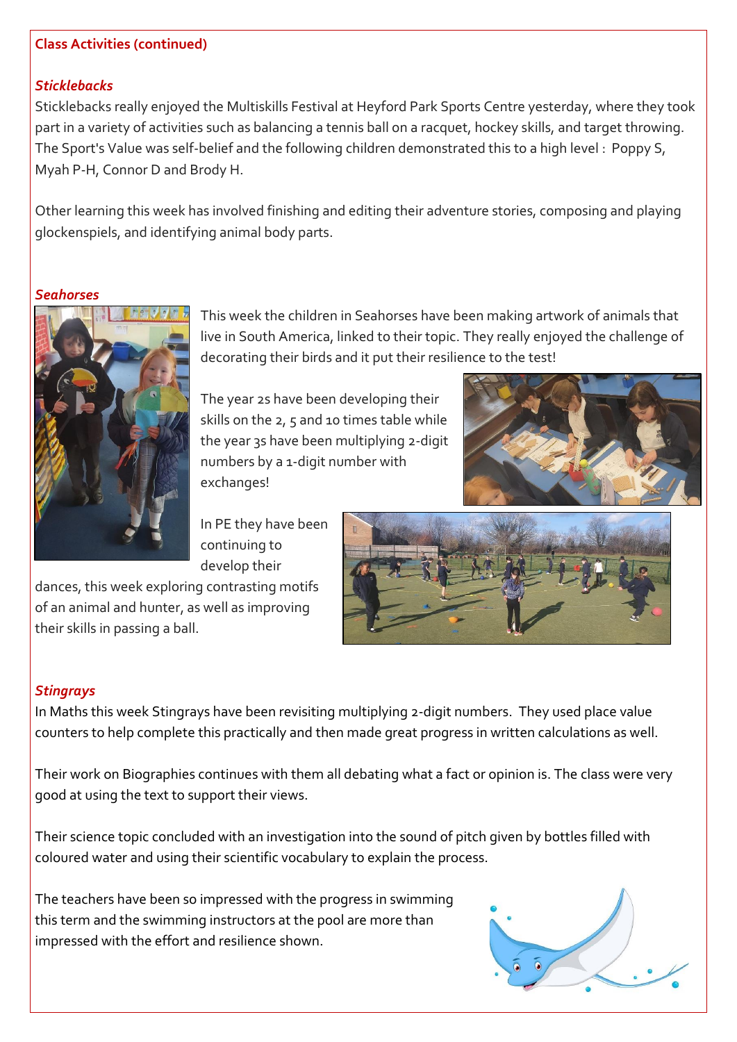## Class Activities (continued)

### *Sticklebacks*

Sticklebacks really enjoyed the Multiskills Festival at Heyford Park Sports Centre yesterday, where they took part in a variety of activities such as balancing a tennis ball on a racquet, hockey skills, and target throwing. The Sport's Value was self-belief and the following children demonstrated this to a high level : Poppy S, Myah P-H, Connor D and Brody H.

Other learning this week has involved finishing and editing their adventure stories, composing and playing glockenspiels, and identifying animal body parts.

### *Seahorses*

This week the children in Seahorses have been making artwork of animals that live in South America, linked to their topic. They really enjoyed the challenge of decorating their birds and it put their resilience to the test!

The year 2s have been developing their skills on the 2, 5 and 10 times table while the year 3s have been multiplying 2-digit numbers by a 1-digit number with exchanges!

In PE they have been continuing to develop their dances, this week exploring contrasting motifs of an animal and hunter, as well as improving their skills in passing a ball.

### *Stingrays*

In Maths this week Stingrays have been revisiting multiplying 2-digit numbers. They used place value counters to help complete this practically and then made great progress in written calculations as well.

Their work on Biographies continues with them all debating what a fact or opinion is. The class were very good at using the text to support their views.

Their science topic concluded with an investigation into the sound of pitch given by bottles filled with coloured water and using their scientific vocabulary to explain the process.

The teachers have been so impressed with the progress in swimming this term and the swimming instructors at the pool are more than impressed with the effort and resilience shown.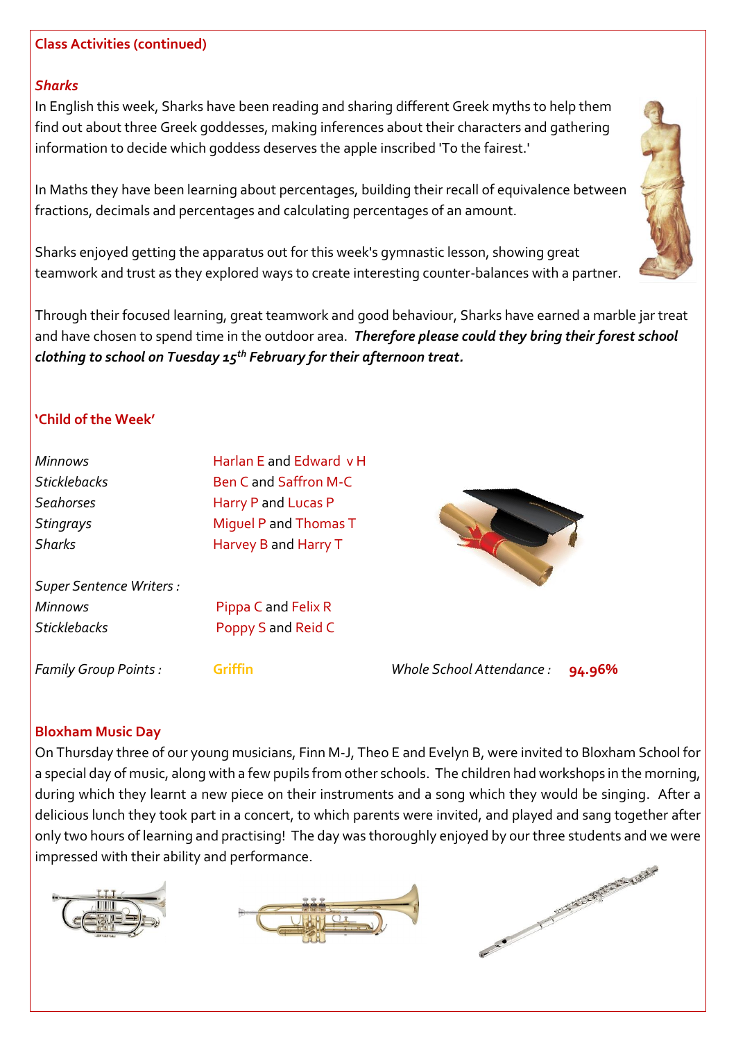**Class Activities (continued)**

***Sharks***

In English this week, Sharks have been reading and sharing different Greek myths to help them find out about three Greek goddesses, making inferences about their characters and gathering information to decide which goddess deserves the apple inscribed 'To the fairest.'

In Maths they have been learning about percentages, building their recall of equivalence between fractions, decimals and percentages and calculating percentages of an amount.

Sharks enjoyed getting the apparatus out for this week's gymnastic lesson, showing great teamwork and trust as they explored ways to create interesting counter-balances with a partner.

Through their focused learning, great teamwork and good behaviour, Sharks have earned a marble jar treat and have chosen to spend time in the outdoor area. ***Therefore please could they bring their forest school clothing to school on Tuesday 15th February for their afternoon treat.***

**'Child of the Week'**

| | |
|---|---|
| *Minnows* | Harlan E and Edward v H |
| *Sticklebacks* | Ben C and Saffron M-C |
| *Seahorses* | Harry P and Lucas P |
| *Stingrays* | Miguel P and Thomas T |
| *Sharks* | Harvey B and Harry T |

*Super Sentence Writers :*

| | |
|---|---|
| *Minnows* | Pippa C and Felix R |
| *Sticklebacks* | Poppy S and Reid C |

*Family Group Points :* **Griffin**

*Whole School Attendance :* **94.96%**

**Bloxham Music Day**

On Thursday three of our young musicians, Finn M-J, Theo E and Evelyn B, were invited to Bloxham School for a special day of music, along with a few pupils from other schools. The children had workshops in the morning, during which they learnt a new piece on their instruments and a song which they would be singing. After a delicious lunch they took part in a concert, to which parents were invited, and played and sang together after only two hours of learning and practising! The day was thoroughly enjoyed by our three students and we were impressed with their ability and performance.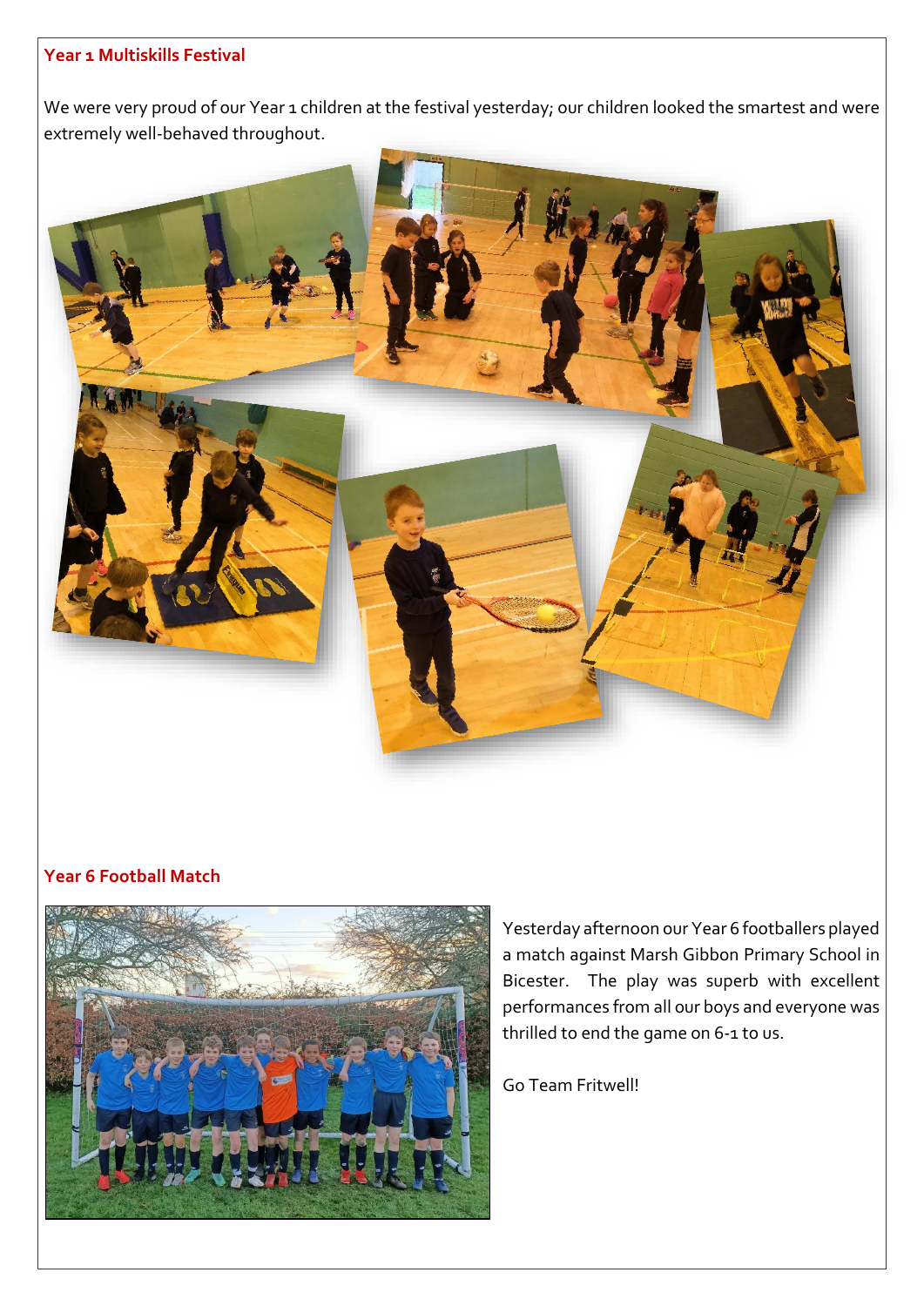## Year 1 Multiskills Festival

We were very proud of our Year 1 children at the festival yesterday; our children looked the smartest and were extremely well-behaved throughout.

## Year 6 Football Match

Yesterday afternoon our Year 6 footballers played a match against Marsh Gibbon Primary School in Bicester. The play was superb with excellent performances from all our boys and everyone was thrilled to end the game on 6-1 to us.

Go Team Fritwell!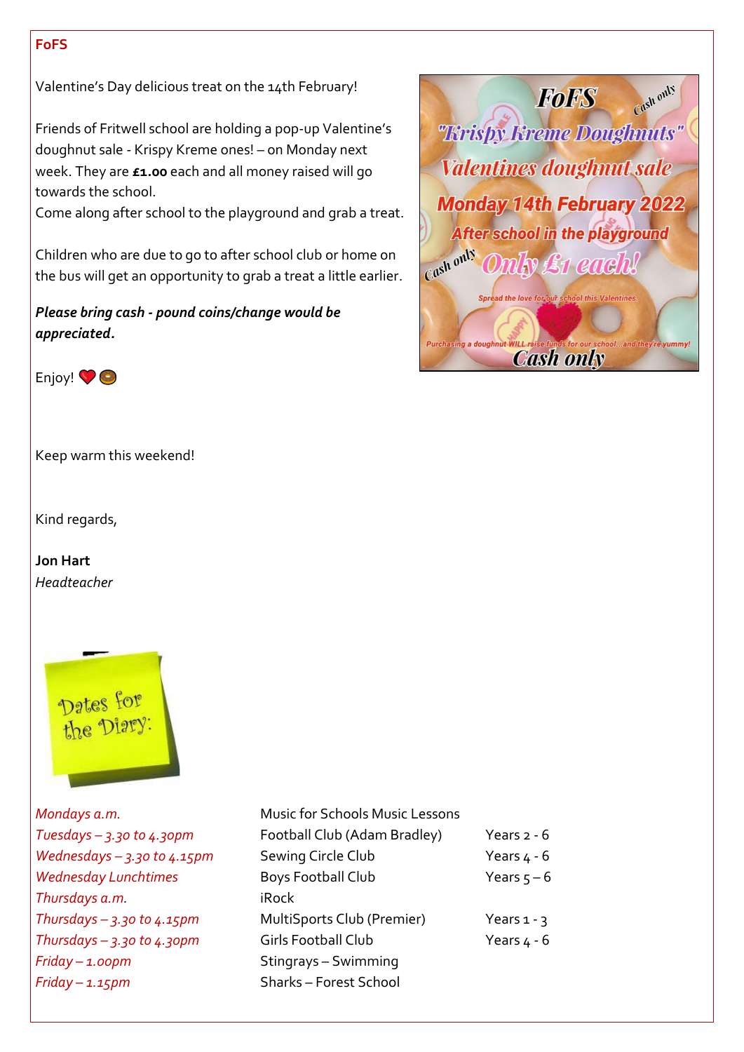## FoFS

Valentine's Day delicious treat on the 14th February!

Friends of Fritwell school are holding a pop-up Valentine's doughnut sale - Krispy Kreme ones! – on Monday next week. They are **£1.00** each and all money raised will go towards the school.
Come along after school to the playground and grab a treat.

Children who are due to go to after school club or home on the bus will get an opportunity to grab a treat a little earlier.

***Please bring cash - pound coins/change would be appreciated.***

Enjoy! ❤️🍩

Keep warm this weekend!

Kind regards,

**Jon Hart**
*Headteacher*

Dates for the Diary:

| | | |
|---|---|---|
| *Mondays a.m.* | Music for Schools Music Lessons | |
| *Tuesdays – 3.30 to 4.30pm* | Football Club (Adam Bradley) | Years 2 - 6 |
| *Wednesdays – 3.30 to 4.15pm* | Sewing Circle Club | Years 4 - 6 |
| *Wednesday Lunchtimes* | Boys Football Club | Years 5 – 6 |
| *Thursdays a.m.* | iRock | |
| *Thursdays – 3.30 to 4.15pm* | MultiSports Club (Premier) | Years 1 - 3 |
| *Thursdays – 3.30 to 4.30pm* | Girls Football Club | Years 4 - 6 |
| *Friday – 1.00pm* | Stingrays – Swimming | |
| *Friday – 1.15pm* | Sharks – Forest School | |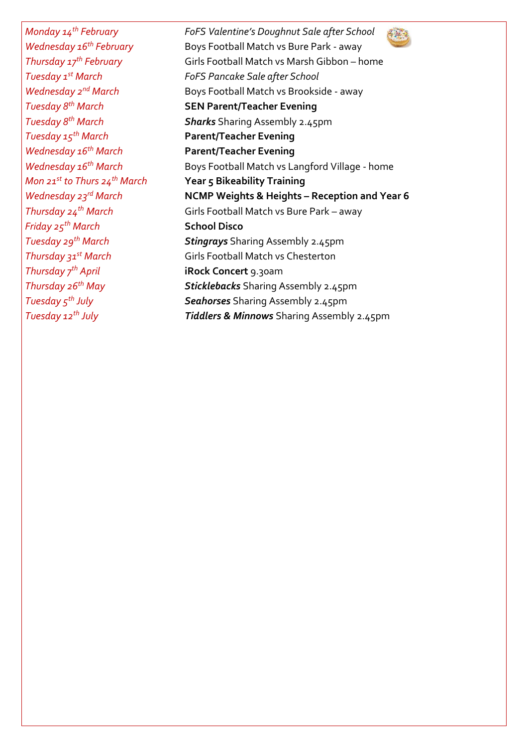| | |
|---|---|
| *Monday 14th February* | *FoFS Valentine's Doughnut Sale after School* |
| *Wednesday 16th February* | Boys Football Match vs Bure Park - away |
| *Thursday 17th February* | Girls Football Match vs Marsh Gibbon – home |
| *Tuesday 1st March* | *FoFS Pancake Sale after School* |
| *Wednesday 2nd March* | Boys Football Match vs Brookside - away |
| *Tuesday 8th March* | **SEN Parent/Teacher Evening** |
| *Tuesday 8th March* | ***Sharks*** Sharing Assembly 2.45pm |
| *Tuesday 15th March* | **Parent/Teacher Evening** |
| *Wednesday 16th March* | **Parent/Teacher Evening** |
| *Wednesday 16th March* | Boys Football Match vs Langford Village - home |
| *Mon 21st to Thurs 24th March* | **Year 5 Bikeability Training** |
| *Wednesday 23rd March* | **NCMP Weights & Heights – Reception and Year 6** |
| *Thursday 24th March* | Girls Football Match vs Bure Park – away |
| *Friday 25th March* | **School Disco** |
| *Tuesday 29th March* | ***Stingrays*** Sharing Assembly 2.45pm |
| *Thursday 31st March* | Girls Football Match vs Chesterton |
| *Thursday 7th April* | **iRock Concert** 9.30am |
| *Thursday 26th May* | ***Sticklebacks*** Sharing Assembly 2.45pm |
| *Tuesday 5th July* | ***Seahorses*** Sharing Assembly 2.45pm |
| *Tuesday 12th July* | ***Tiddlers & Minnows*** Sharing Assembly 2.45pm |